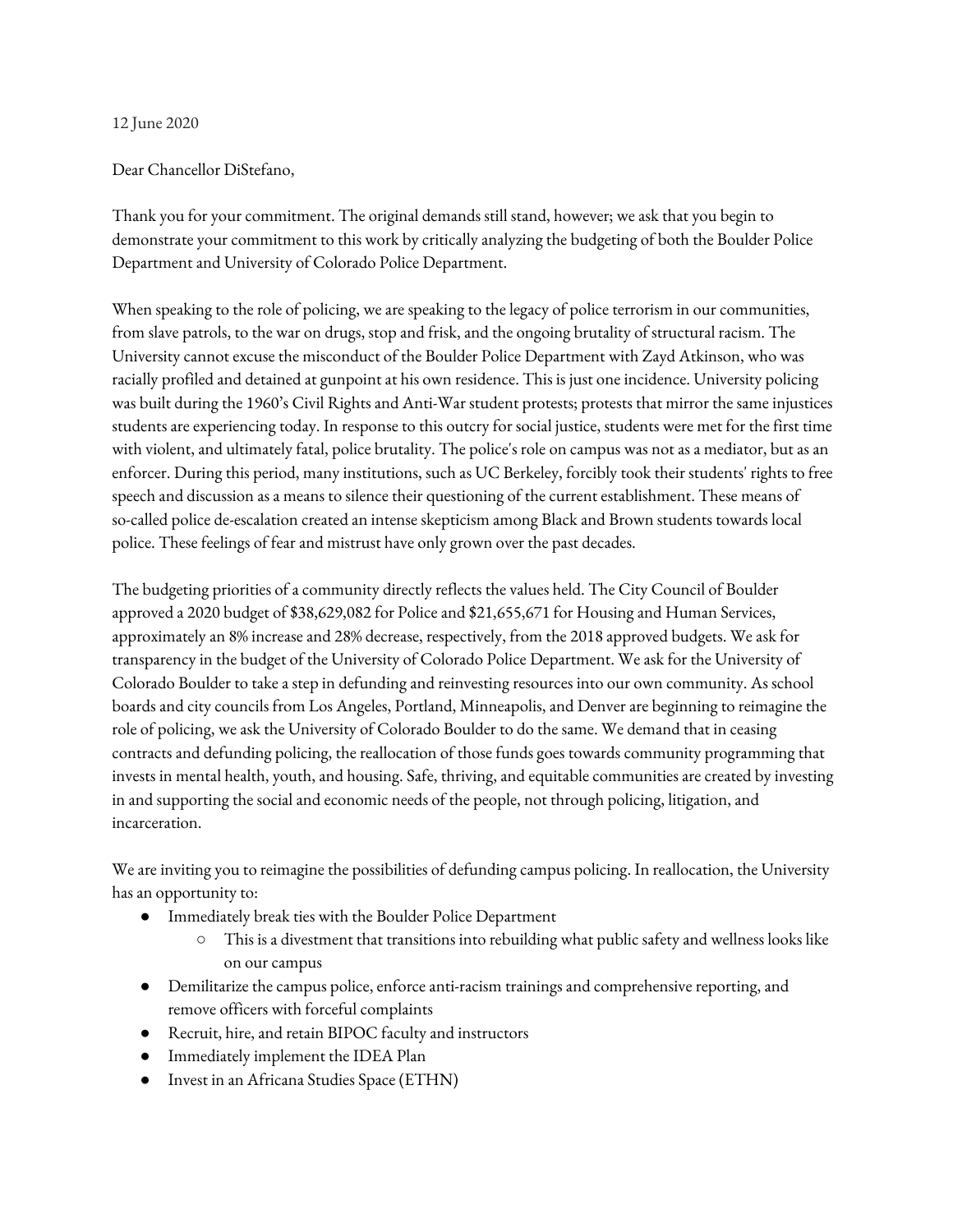12 June 2020

Dear Chancellor DiStefano,

Thank you for your commitment. The original demands still stand, however; we ask that you begin to demonstrate your commitment to this work by critically analyzing the budgeting of both the Boulder Police Department and University of Colorado Police Department.

When speaking to the role of policing, we are speaking to the legacy of police terrorism in our communities, from slave patrols, to the war on drugs, stop and frisk, and the ongoing brutality of structural racism. The University cannot excuse the misconduct of the Boulder Police Department with Zayd Atkinson, who was racially profiled and detained at gunpoint at his own residence. This is just one incidence. University policing was built during the 1960's Civil Rights and Anti-War student protests; protests that mirror the same injustices students are experiencing today. In response to this outcry for social justice, students were met for the first time with violent, and ultimately fatal, police brutality. The police's role on campus was not as a mediator, but as an enforcer. During this period, many institutions, such as UC Berkeley, forcibly took their students' rights to free speech and discussion as a means to silence their questioning of the current establishment. These means of so-called police de-escalation created an intense skepticism among Black and Brown students towards local police. These feelings of fear and mistrust have only grown over the past decades.

The budgeting priorities of a community directly reflects the values held. The City Council of Boulder approved a 2020 budget of $38,629,082 for Police and $21,655,671 for Housing and Human Services, approximately an 8% increase and 28% decrease, respectively, from the 2018 approved budgets. We ask for transparency in the budget of the University of Colorado Police Department. We ask for the University of Colorado Boulder to take a step in defunding and reinvesting resources into our own community. As school boards and city councils from Los Angeles, Portland, Minneapolis, and Denver are beginning to reimagine the role of policing, we ask the University of Colorado Boulder to do the same. We demand that in ceasing contracts and defunding policing, the reallocation of those funds goes towards community programming that invests in mental health, youth, and housing. Safe, thriving, and equitable communities are created by investing in and supporting the social and economic needs of the people, not through policing, litigation, and incarceration.

We are inviting you to reimagine the possibilities of defunding campus policing. In reallocation, the University has an opportunity to:

- Immediately break ties with the Boulder Police Department
  - This is a divestment that transitions into rebuilding what public safety and wellness looks like on our campus
- Demilitarize the campus police, enforce anti-racism trainings and comprehensive reporting, and remove officers with forceful complaints
- Recruit, hire, and retain BIPOC faculty and instructors
- Immediately implement the IDEA Plan
- Invest in an Africana Studies Space (ETHN)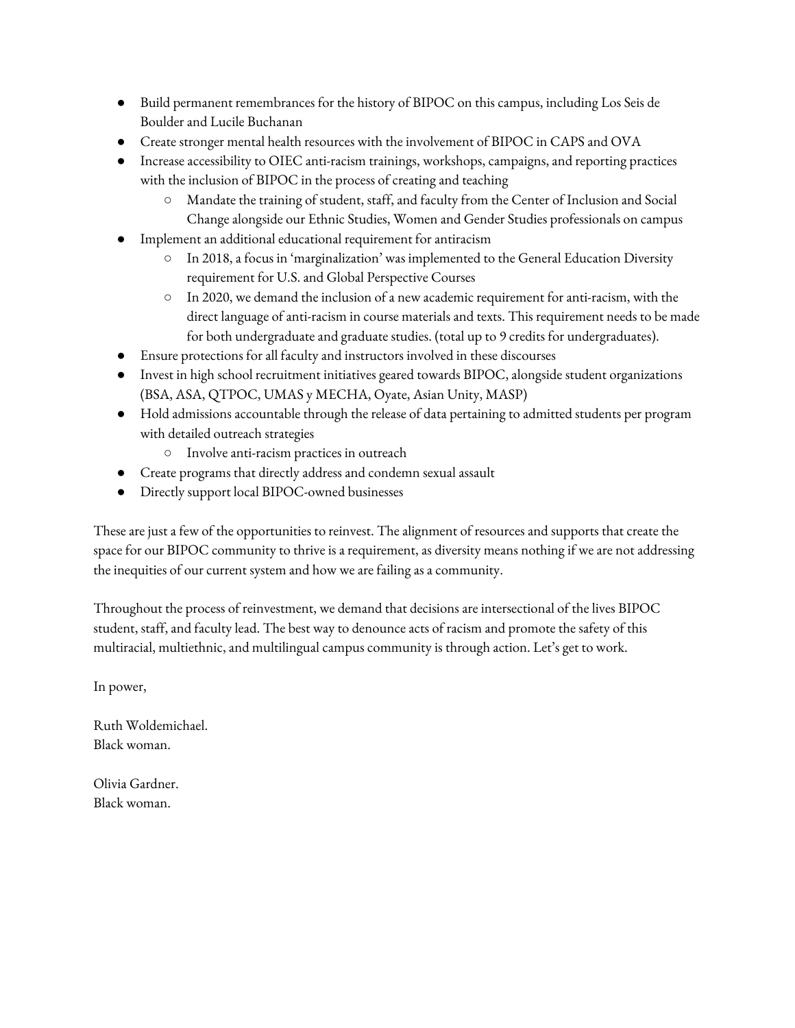- Build permanent remembrances for the history of BIPOC on this campus, including Los Seis de Boulder and Lucile Buchanan
- Create stronger mental health resources with the involvement of BIPOC in CAPS and OVA
- Increase accessibility to OIEC anti-racism trainings, workshops, campaigns, and reporting practices with the inclusion of BIPOC in the process of creating and teaching
  - Mandate the training of student, staff, and faculty from the Center of Inclusion and Social Change alongside our Ethnic Studies, Women and Gender Studies professionals on campus
- Implement an additional educational requirement for antiracism
  - In 2018, a focus in 'marginalization' was implemented to the General Education Diversity requirement for U.S. and Global Perspective Courses
  - In 2020, we demand the inclusion of a new academic requirement for anti-racism, with the direct language of anti-racism in course materials and texts. This requirement needs to be made for both undergraduate and graduate studies. (total up to 9 credits for undergraduates).
- Ensure protections for all faculty and instructors involved in these discourses
- Invest in high school recruitment initiatives geared towards BIPOC, alongside student organizations (BSA, ASA, QTPOC, UMAS y MECHA, Oyate, Asian Unity, MASP)
- Hold admissions accountable through the release of data pertaining to admitted students per program with detailed outreach strategies
  - Involve anti-racism practices in outreach
- Create programs that directly address and condemn sexual assault
- Directly support local BIPOC-owned businesses

These are just a few of the opportunities to reinvest. The alignment of resources and supports that create the space for our BIPOC community to thrive is a requirement, as diversity means nothing if we are not addressing the inequities of our current system and how we are failing as a community.

Throughout the process of reinvestment, we demand that decisions are intersectional of the lives BIPOC student, staff, and faculty lead. The best way to denounce acts of racism and promote the safety of this multiracial, multiethnic, and multilingual campus community is through action. Let's get to work.

In power,

Ruth Woldemichael.
Black woman.

Olivia Gardner.
Black woman.